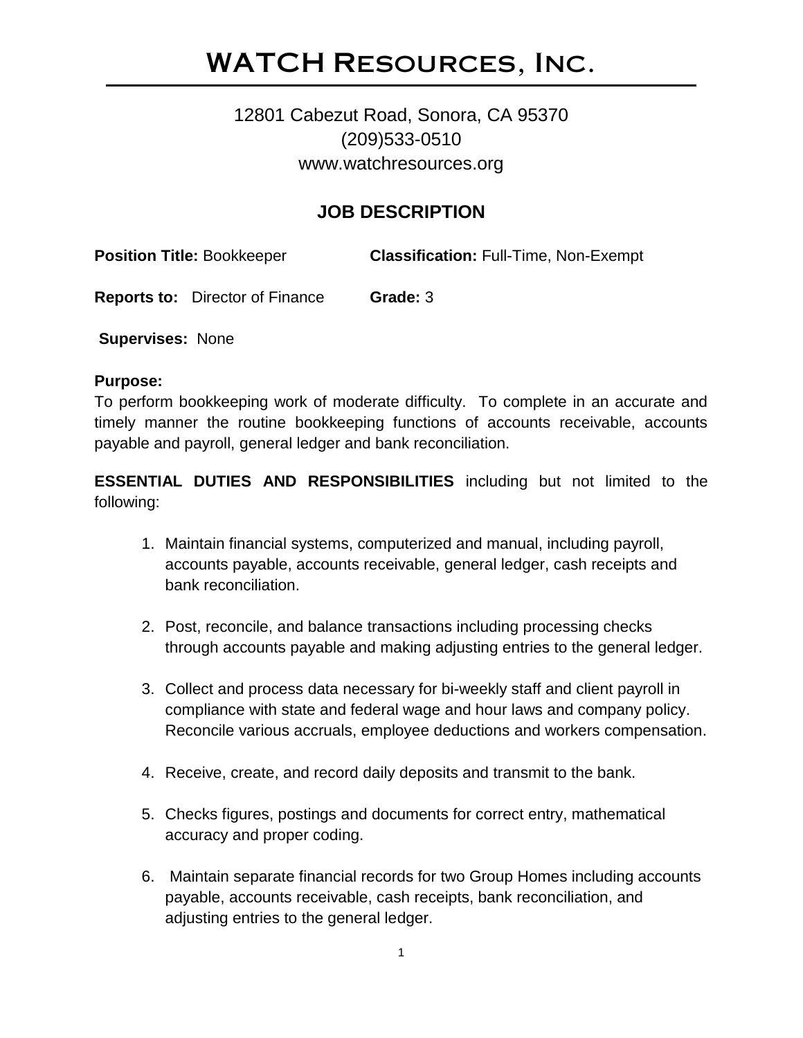# WATCH Resources, Inc.

12801 Cabezut Road, Sonora, CA 95370
(209)533-0510
www.watchresources.org

## JOB DESCRIPTION

**Position Title:** Bookkeeper **Classification:** Full-Time, Non-Exempt

**Reports to:** Director of Finance **Grade:** 3

**Supervises:** None

**Purpose:**
To perform bookkeeping work of moderate difficulty. To complete in an accurate and timely manner the routine bookkeeping functions of accounts receivable, accounts payable and payroll, general ledger and bank reconciliation.

**ESSENTIAL DUTIES AND RESPONSIBILITIES** including but not limited to the following:

1. Maintain financial systems, computerized and manual, including payroll, accounts payable, accounts receivable, general ledger, cash receipts and bank reconciliation.

2. Post, reconcile, and balance transactions including processing checks through accounts payable and making adjusting entries to the general ledger.

3. Collect and process data necessary for bi-weekly staff and client payroll in compliance with state and federal wage and hour laws and company policy. Reconcile various accruals, employee deductions and workers compensation.

4. Receive, create, and record daily deposits and transmit to the bank.

5. Checks figures, postings and documents for correct entry, mathematical accuracy and proper coding.

6. Maintain separate financial records for two Group Homes including accounts payable, accounts receivable, cash receipts, bank reconciliation, and adjusting entries to the general ledger.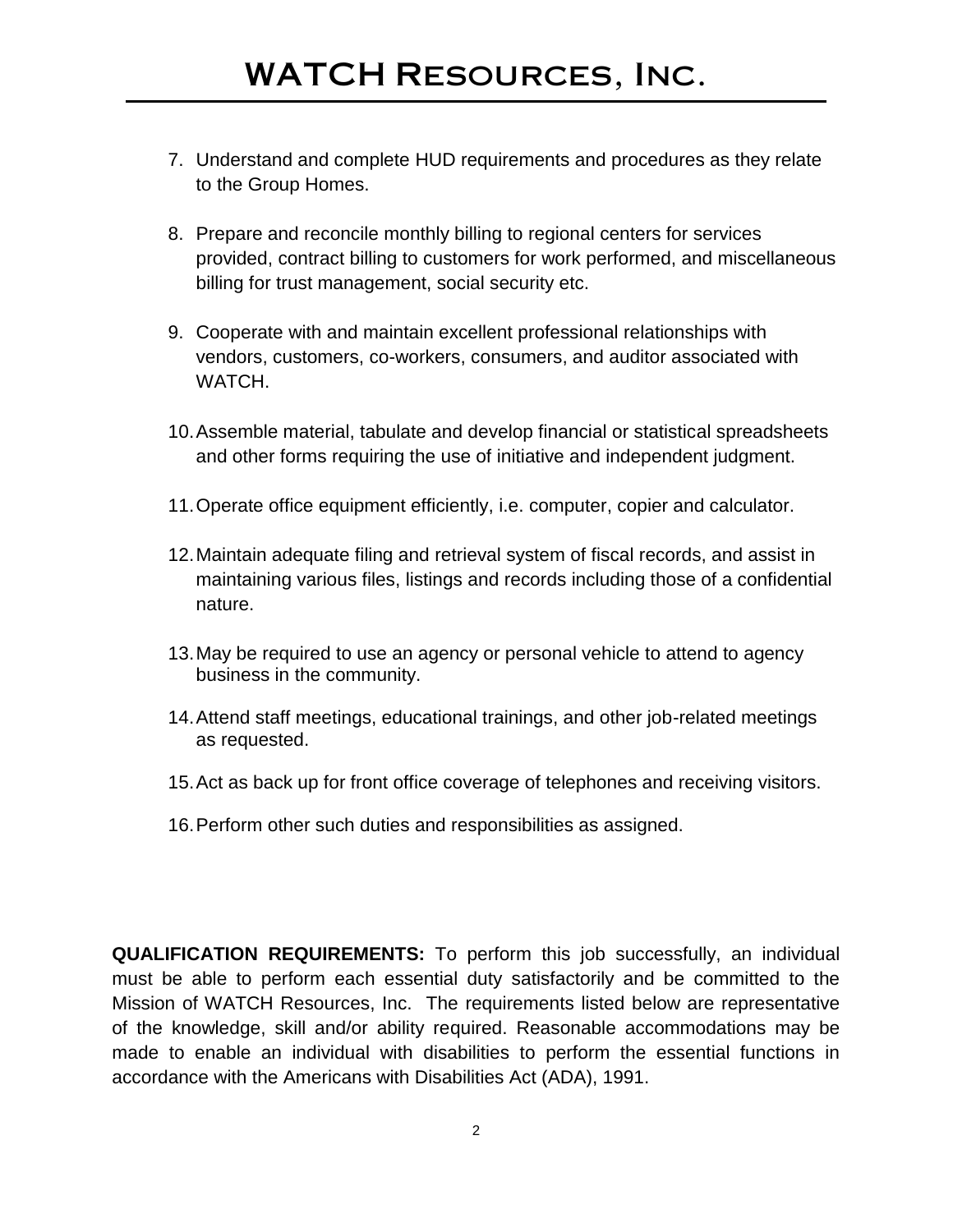7. Understand and complete HUD requirements and procedures as they relate to the Group Homes.

8. Prepare and reconcile monthly billing to regional centers for services provided, contract billing to customers for work performed, and miscellaneous billing for trust management, social security etc.

9. Cooperate with and maintain excellent professional relationships with vendors, customers, co-workers, consumers, and auditor associated with WATCH.

10. Assemble material, tabulate and develop financial or statistical spreadsheets and other forms requiring the use of initiative and independent judgment.

11. Operate office equipment efficiently, i.e. computer, copier and calculator.

12. Maintain adequate filing and retrieval system of fiscal records, and assist in maintaining various files, listings and records including those of a confidential nature.

13. May be required to use an agency or personal vehicle to attend to agency business in the community.

14. Attend staff meetings, educational trainings, and other job-related meetings as requested.

15. Act as back up for front office coverage of telephones and receiving visitors.

16. Perform other such duties and responsibilities as assigned.

**QUALIFICATION REQUIREMENTS:** To perform this job successfully, an individual must be able to perform each essential duty satisfactorily and be committed to the Mission of WATCH Resources, Inc. The requirements listed below are representative of the knowledge, skill and/or ability required. Reasonable accommodations may be made to enable an individual with disabilities to perform the essential functions in accordance with the Americans with Disabilities Act (ADA), 1991.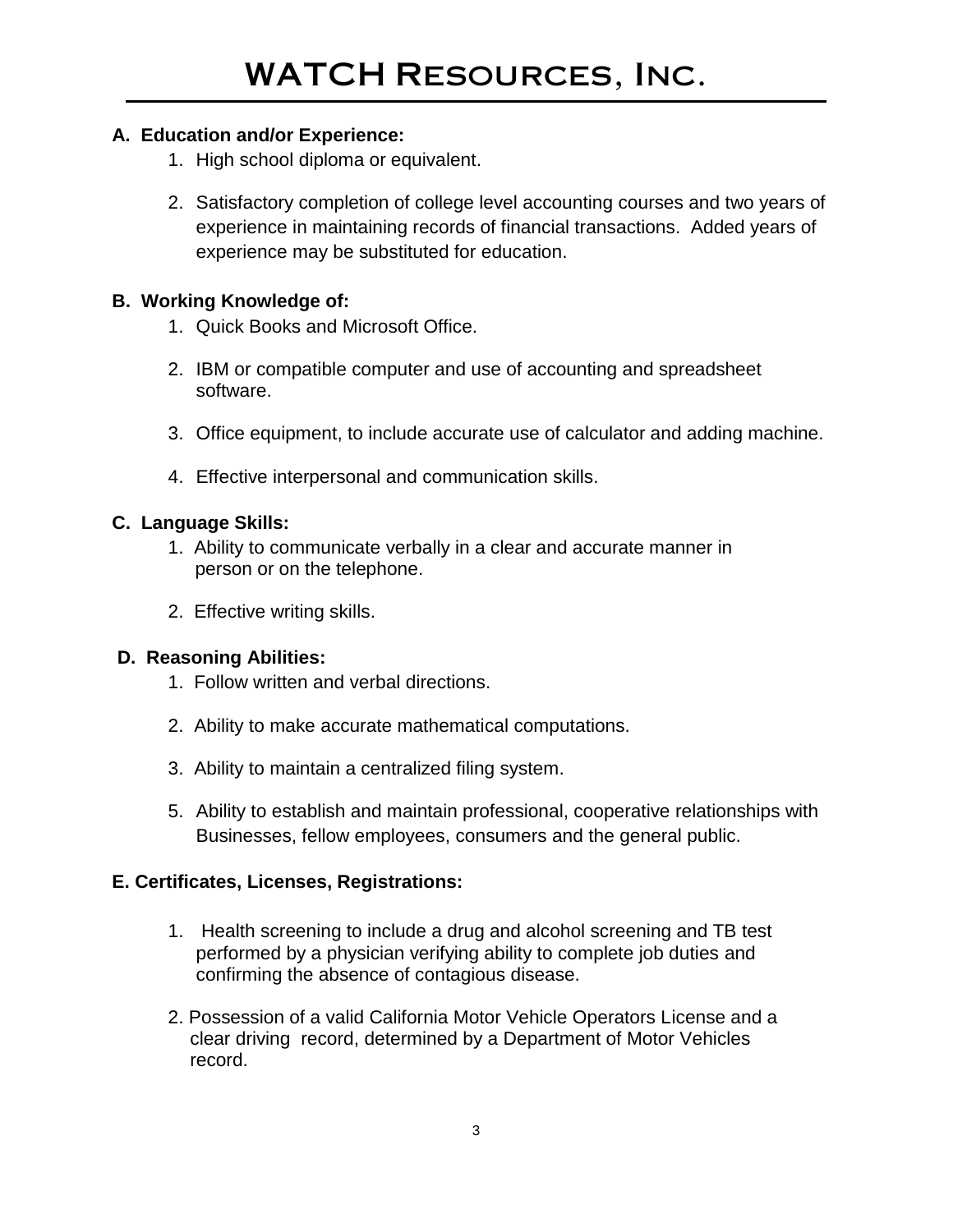# WATCH Resources, Inc.

**A. Education and/or Experience:**

1. High school diploma or equivalent.
2. Satisfactory completion of college level accounting courses and two years of experience in maintaining records of financial transactions. Added years of experience may be substituted for education.

**B. Working Knowledge of:**

1. Quick Books and Microsoft Office.
2. IBM or compatible computer and use of accounting and spreadsheet software.
3. Office equipment, to include accurate use of calculator and adding machine.
4. Effective interpersonal and communication skills.

**C. Language Skills:**

1. Ability to communicate verbally in a clear and accurate manner in person or on the telephone.
2. Effective writing skills.

**D. Reasoning Abilities:**

1. Follow written and verbal directions.
2. Ability to make accurate mathematical computations.
3. Ability to maintain a centralized filing system.

5. Ability to establish and maintain professional, cooperative relationships with Businesses, fellow employees, consumers and the general public.

**E. Certificates, Licenses, Registrations:**

1. Health screening to include a drug and alcohol screening and TB test performed by a physician verifying ability to complete job duties and confirming the absence of contagious disease.
2. Possession of a valid California Motor Vehicle Operators License and a clear driving record, determined by a Department of Motor Vehicles record.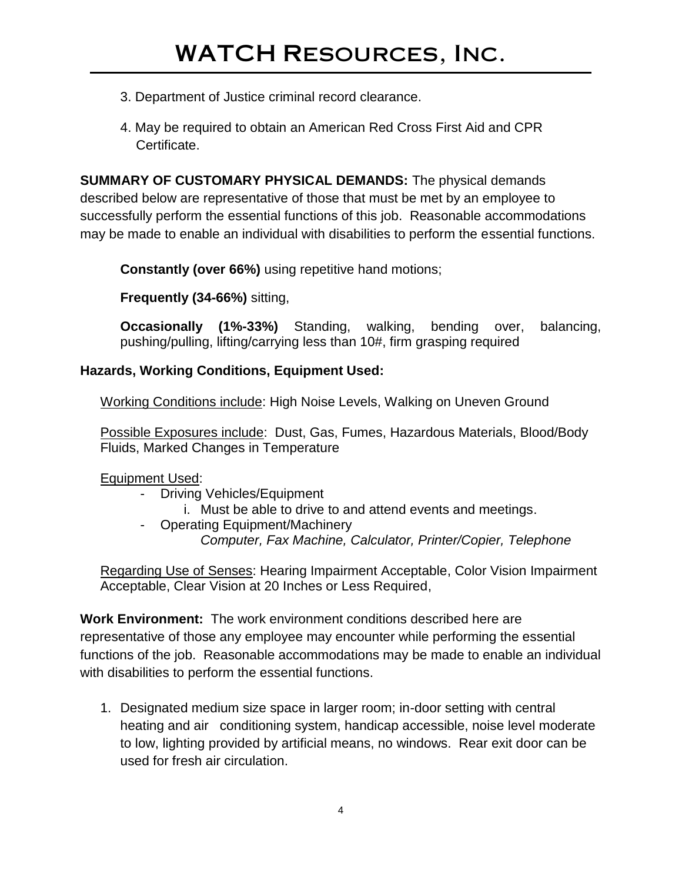3. Department of Justice criminal record clearance.

4. May be required to obtain an American Red Cross First Aid and CPR Certificate.

**SUMMARY OF CUSTOMARY PHYSICAL DEMANDS:** The physical demands described below are representative of those that must be met by an employee to successfully perform the essential functions of this job. Reasonable accommodations may be made to enable an individual with disabilities to perform the essential functions.

**Constantly (over 66%)** using repetitive hand motions;

**Frequently (34-66%)** sitting,

**Occasionally (1%-33%)** Standing, walking, bending over, balancing, pushing/pulling, lifting/carrying less than 10#, firm grasping required

**Hazards, Working Conditions, Equipment Used:**

Working Conditions include: High Noise Levels, Walking on Uneven Ground

Possible Exposures include: Dust, Gas, Fumes, Hazardous Materials, Blood/Body Fluids, Marked Changes in Temperature

Equipment Used:

- Driving Vehicles/Equipment
    - i. Must be able to drive to and attend events and meetings.
- Operating Equipment/Machinery
    - *Computer, Fax Machine, Calculator, Printer/Copier, Telephone*

Regarding Use of Senses: Hearing Impairment Acceptable, Color Vision Impairment Acceptable, Clear Vision at 20 Inches or Less Required,

**Work Environment:** The work environment conditions described here are representative of those any employee may encounter while performing the essential functions of the job. Reasonable accommodations may be made to enable an individual with disabilities to perform the essential functions.

1. Designated medium size space in larger room; in-door setting with central heating and air conditioning system, handicap accessible, noise level moderate to low, lighting provided by artificial means, no windows. Rear exit door can be used for fresh air circulation.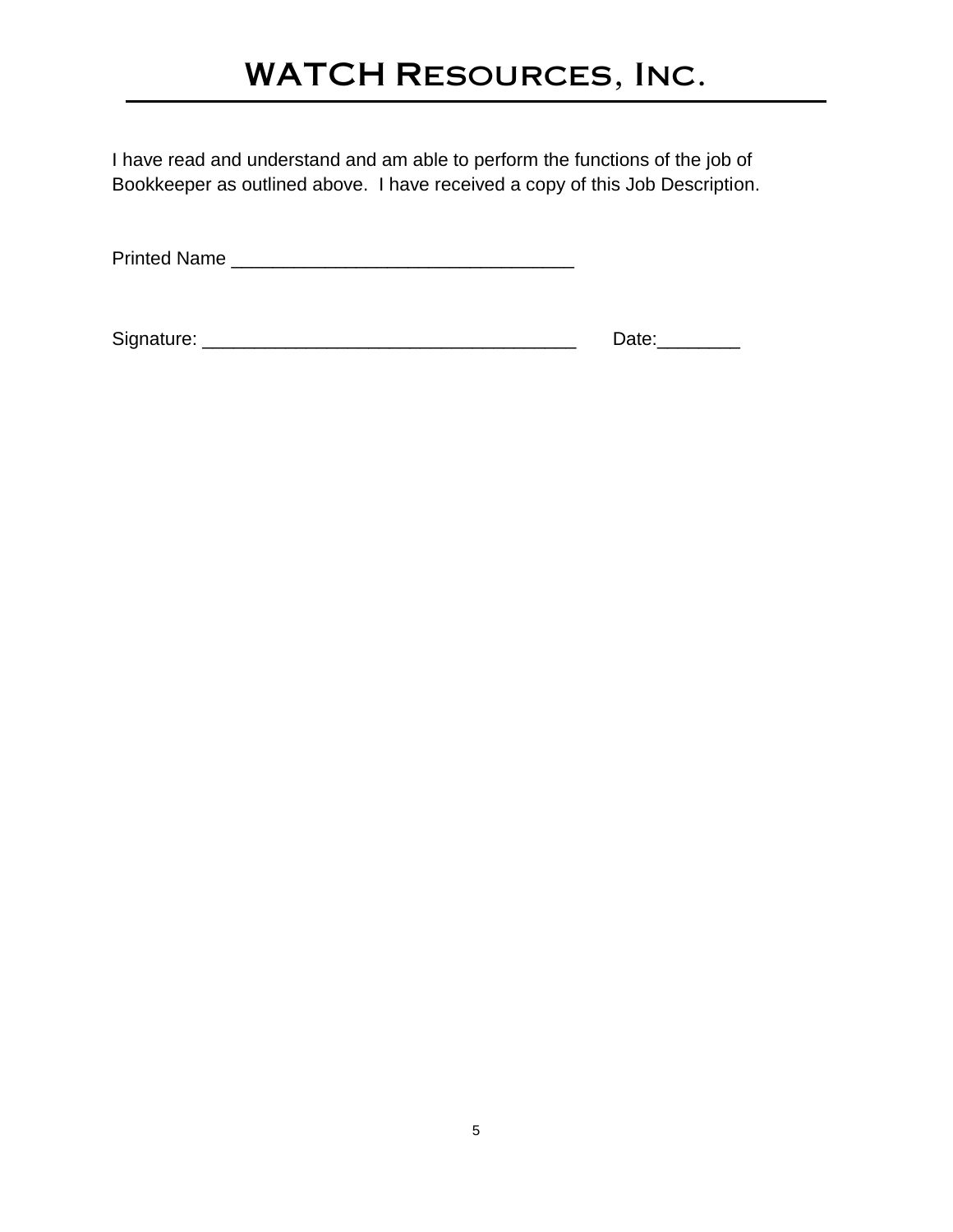# WATCH Resources, Inc.

I have read and understand and am able to perform the functions of the job of Bookkeeper as outlined above. I have received a copy of this Job Description.

Printed Name _________________________________

Signature: ____________________________________ Date:________